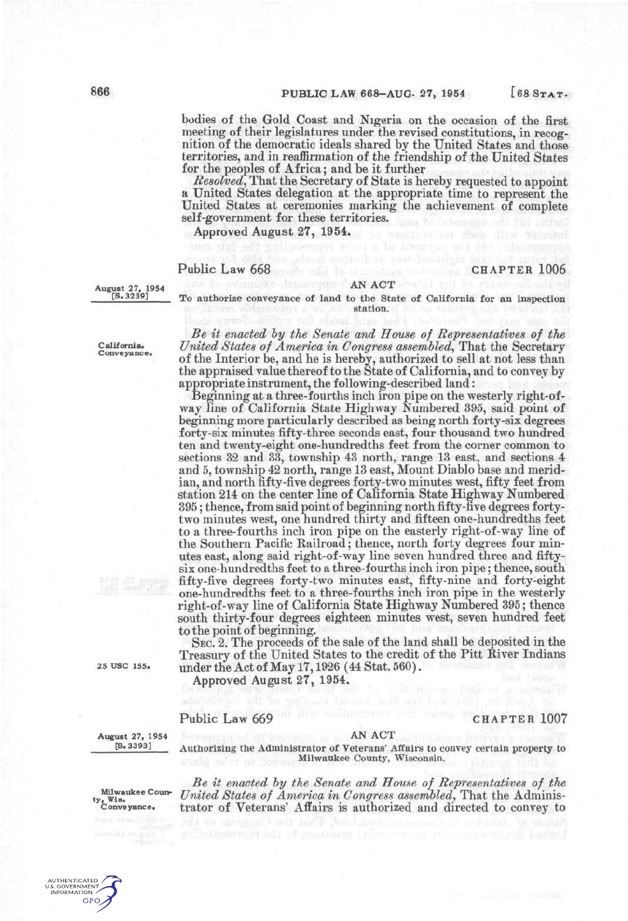bodies of the Gold Coast and Nigeria on the occasion of the first meeting of their legislatures under the revised constitutions, in recognition of the democratic ideals shared by the United States and those territories, and in reaffirmation of the friendship of the United States for the peoples of Africa; and be it further

*Resolved*, That the Secretary of State is hereby requested to appoint a United States delegation at the appropriate time to represent the United States at ceremonies marking the achievement of complete self-government for these territories.

Approved August 27, 1954.

## Public Law 668 — CHAPTER 1006

August 27, 1954
[S. 3239]

### AN ACT

To authorize conveyance of land to the State of California for an inspection station.

California. Conveyance.

*Be it enacted by the Senate and House of Representatives of the United States of America in Congress assembled*, That the Secretary of the Interior be, and he is hereby, authorized to sell at not less than the appraised value thereof to the State of California, and to convey by appropriate instrument, the following-described land:

Beginning at a three-fourths inch iron pipe on the westerly right-of-way line of California State Highway Numbered 395, said point of beginning more particularly described as being north forty-six degrees forty-six minutes fifty-three seconds east, four thousand two hundred ten and twenty-eight one-hundredths feet from the corner common to sections 32 and 33, township 43 north, range 13 east, and sections 4 and 5, township 42 north, range 13 east, Mount Diablo base and meridian, and north fifty-five degrees forty-two minutes west, fifty feet from station 214 on the center line of California State Highway Numbered 395; thence, from said point of beginning north fifty-five degrees forty-two minutes west, one hundred thirty and fifteen one-hundredths feet to a three-fourths inch iron pipe on the easterly right-of-way line of the Southern Pacific Railroad; thence, north forty degrees four minutes east, along said right-of-way line seven hundred three and fifty-six one-hundredths feet to a three-fourths inch iron pipe; thence, south fifty-five degrees forty-two minutes east, fifty-nine and forty-eight one-hundredths feet to a three-fourths inch iron pipe in the westerly right-of-way line of California State Highway Numbered 395; thence south thirty-four degrees eighteen minutes west, seven hundred feet to the point of beginning.

SEC. 2. The proceeds of the sale of the land shall be deposited in the Treasury of the United States to the credit of the Pitt River Indians under the Act of May 17, 1926 (44 Stat. 560).

25 USC 155.

Approved August 27, 1954.

## Public Law 669 — CHAPTER 1007

August 27, 1954
[S. 3393]

### AN ACT

Authorizing the Administrator of Veterans' Affairs to convey certain property to Milwaukee County, Wisconsin.

Milwaukee County, Wis. Conveyance.

*Be it enacted by the Senate and House of Representatives of the United States of America in Congress assembled*, That the Administrator of Veterans' Affairs is authorized and directed to convey to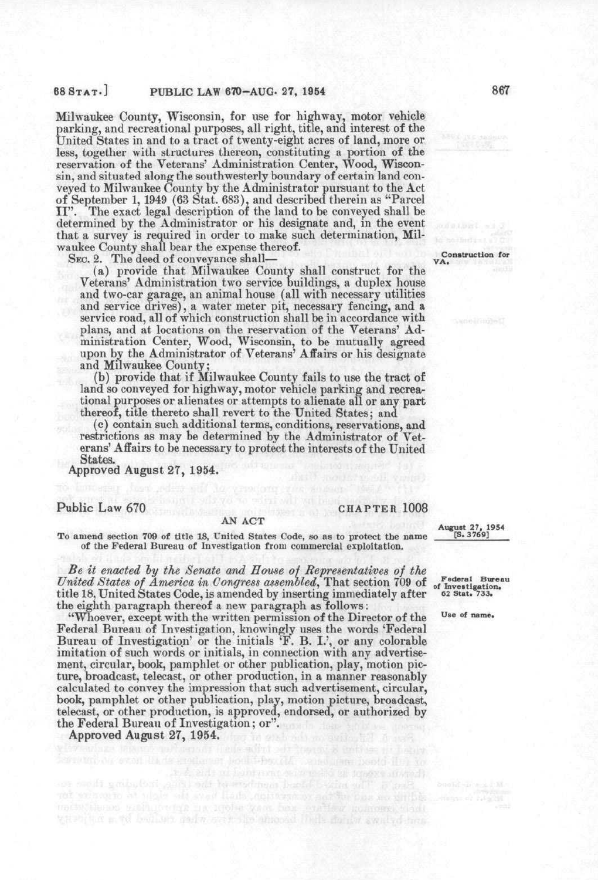Milwaukee County, Wisconsin, for use for highway, motor vehicle parking, and recreational purposes, all right, title, and interest of the United States in and to a tract of twenty-eight acres of land, more or less, together with structures thereon, constituting a portion of the reservation of the Veterans' Administration Center, Wood, Wisconsin, and situated along the southwesterly boundary of certain land conveyed to Milwaukee County by the Administrator pursuant to the Act of September 1, 1949 (63 Stat. 683), and described therein as "Parcel II". The exact legal description of the land to be conveyed shall be determined by the Administrator or his designate and, in the event that a survey is required in order to make such determination, Milwaukee County shall bear the expense thereof.

SEC. 2. The deed of conveyance shall—

Construction for VA.

(a) provide that Milwaukee County shall construct for the Veterans' Administration two service buildings, a duplex house and two-car garage, an animal house (all with necessary utilities and service drives), a water meter pit, necessary fencing, and a service road, all of which construction shall be in accordance with plans, and at locations on the reservation of the Veterans' Administration Center, Wood, Wisconsin, to be mutually agreed upon by the Administrator of Veterans' Affairs or his designate and Milwaukee County;

(b) provide that if Milwaukee County fails to use the tract of land so conveyed for highway, motor vehicle parking and recreational purposes or alienates or attempts to alienate all or any part thereof, title thereto shall revert to the United States; and

(c) contain such additional terms, conditions, reservations, and restrictions as may be determined by the Administrator of Veterans' Affairs to be necessary to protect the interests of the United States.

Approved August 27, 1954.

Public Law 670 CHAPTER 1008

AN ACT

To amend section 709 of title 18, United States Code, so as to protect the name of the Federal Bureau of Investigation from commercial exploitation.

August 27, 1954 [S. 3769]

*Be it enacted by the Senate and House of Representatives of the United States of America in Congress assembled*, That section 709 of title 18, United States Code, is amended by inserting immediately after the eighth paragraph thereof a new paragraph as follows:

Federal Bureau of Investigation. 62 Stat. 733.

Use of name.

"Whoever, except with the written permission of the Director of the Federal Bureau of Investigation, knowingly uses the words 'Federal Bureau of Investigation' or the initials 'F. B. I.', or any colorable imitation of such words or initials, in connection with any advertisement, circular, book, pamphlet or other publication, play, motion picture, broadcast, telecast, or other production, in a manner reasonably calculated to convey the impression that such advertisement, circular, book, pamphlet or other publication, play, motion picture, broadcast, telecast, or other production, is approved, endorsed, or authorized by the Federal Bureau of Investigation; or".

Approved August 27, 1954.